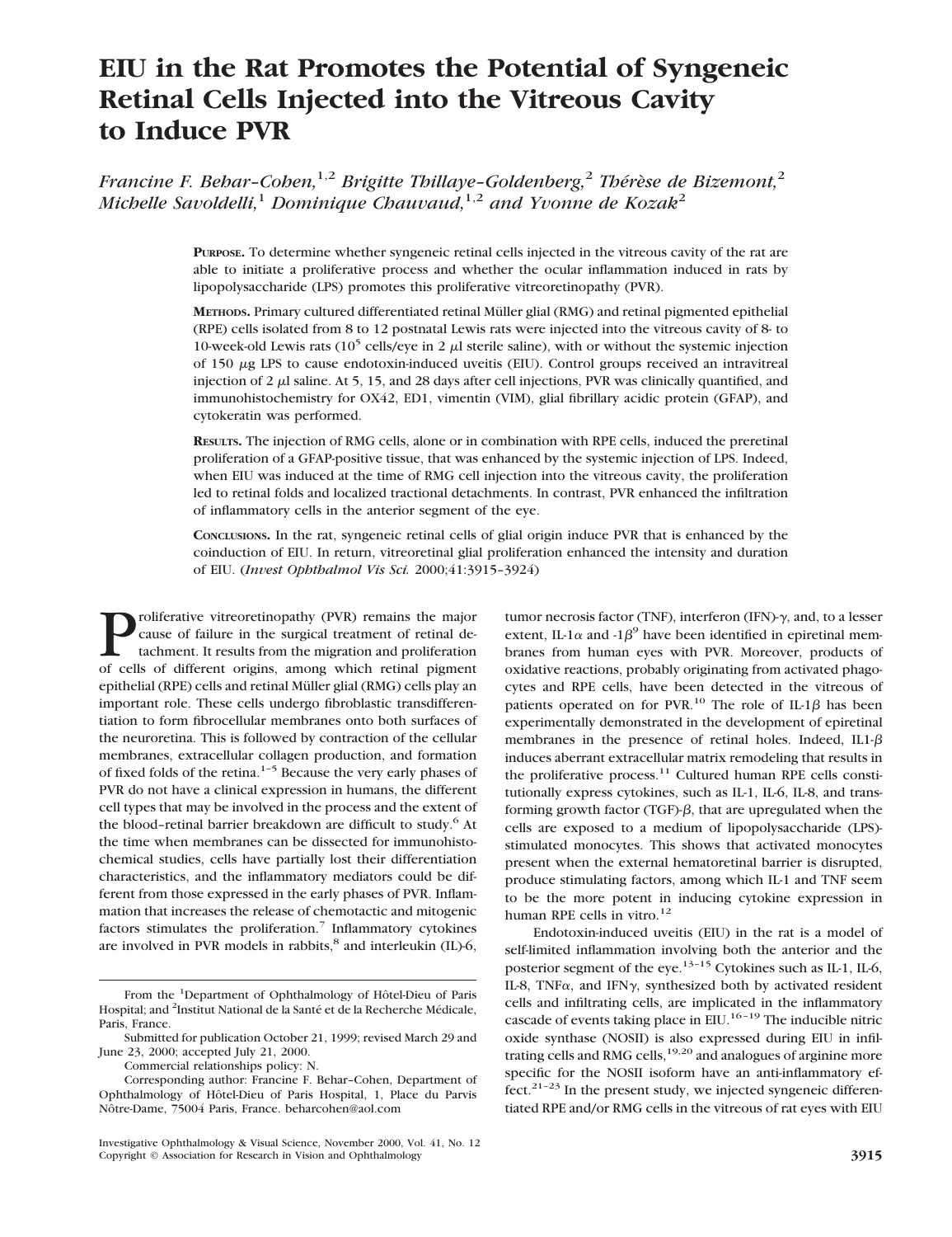# EIU in the Rat Promotes the Potential of Syngeneic Retinal Cells Injected into the Vitreous Cavity to Induce PVR

*Francine F. Behar-Cohen,[1,2] Brigitte Thillaye-Goldenberg,[2] Thérèse de Bizemont,[2] Michelle Savoldelli,[1] Dominique Chauvaud,[1,2] and Yvonne de Kozak[2]*

**Purpose.** To determine whether syngeneic retinal cells injected in the vitreous cavity of the rat are able to initiate a proliferative process and whether the ocular inflammation induced in rats by lipopolysaccharide (LPS) promotes this proliferative vitreoretinopathy (PVR).

**Methods.** Primary cultured differentiated retinal Müller glial (RMG) and retinal pigmented epithelial (RPE) cells isolated from 8 to 12 postnatal Lewis rats were injected into the vitreous cavity of 8- to 10-week-old Lewis rats ($10^5$ cells/eye in 2 $\mu$l sterile saline), with or without the systemic injection of 150 $\mu$g LPS to cause endotoxin-induced uveitis (EIU). Control groups received an intravitreal injection of 2 $\mu$l saline. At 5, 15, and 28 days after cell injections, PVR was clinically quantified, and immunohistochemistry for OX42, ED1, vimentin (VIM), glial fibrillary acidic protein (GFAP), and cytokeratin was performed.

**Results.** The injection of RMG cells, alone or in combination with RPE cells, induced the preretinal proliferation of a GFAP-positive tissue, that was enhanced by the systemic injection of LPS. Indeed, when EIU was induced at the time of RMG cell injection into the vitreous cavity, the proliferation led to retinal folds and localized tractional detachments. In contrast, PVR enhanced the infiltration of inflammatory cells in the anterior segment of the eye.

**Conclusions.** In the rat, syngeneic retinal cells of glial origin induce PVR that is enhanced by the coinduction of EIU. In return, vitreoretinal glial proliferation enhanced the intensity and duration of EIU. (*Invest Ophthalmol Vis Sci.* 2000;41:3915–3924)

Proliferative vitreoretinopathy (PVR) remains the major cause of failure in the surgical treatment of retinal detachment. It results from the migration and proliferation of cells of different origins, among which retinal pigment epithelial (RPE) cells and retinal Müller glial (RMG) cells play an important role. These cells undergo fibroblastic transdifferentiation to form fibrocellular membranes onto both surfaces of the neuroretina. This is followed by contraction of the cellular membranes, extracellular collagen production, and formation of fixed folds of the retina.[1–5] Because the very early phases of PVR do not have a clinical expression in humans, the different cell types that may be involved in the process and the extent of the blood–retinal barrier breakdown are difficult to study.[6] At the time when membranes can be dissected for immunohistochemical studies, cells have partially lost their differentiation characteristics, and the inflammatory mediators could be different from those expressed in the early phases of PVR. Inflammation that increases the release of chemotactic and mitogenic factors stimulates the proliferation.[7] Inflammatory cytokines are involved in PVR models in rabbits,[8] and interleukin (IL)-6, tumor necrosis factor (TNF), interferon (IFN)-$\gamma$, and, to a lesser extent, IL-1$\alpha$ and -1$\beta$[9] have been identified in epiretinal membranes from human eyes with PVR. Moreover, products of oxidative reactions, probably originating from activated phagocytes and RPE cells, have been detected in the vitreous of patients operated on for PVR.[10] The role of IL-1$\beta$ has been experimentally demonstrated in the development of epiretinal membranes in the presence of retinal holes. Indeed, IL1-$\beta$ induces aberrant extracellular matrix remodeling that results in the proliferative process.[11] Cultured human RPE cells constitutionally express cytokines, such as IL-1, IL-6, IL-8, and transforming growth factor (TGF)-$\beta$, that are upregulated when the cells are exposed to a medium of lipopolysaccharide (LPS)-stimulated monocytes. This shows that activated monocytes present when the external hematoretinal barrier is disrupted, produce stimulating factors, among which IL-1 and TNF seem to be the more potent in inducing cytokine expression in human RPE cells in vitro.[12]

Endotoxin-induced uveitis (EIU) in the rat is a model of self-limited inflammation involving both the anterior and the posterior segment of the eye.[13–15] Cytokines such as IL-1, IL-6, IL-8, TNF$\alpha$, and IFN$\gamma$, synthesized both by activated resident cells and infiltrating cells, are implicated in the inflammatory cascade of events taking place in EIU.[16–19] The inducible nitric oxide synthase (NOSII) is also expressed during EIU in infiltrating cells and RMG cells,[19,20] and analogues of arginine more specific for the NOSII isoform have an anti-inflammatory effect.[21–23] In the present study, we injected syngeneic differentiated RPE and/or RMG cells in the vitreous of rat eyes with EIU

From the [1]Department of Ophthalmology of Hôtel-Dieu of Paris Hospital; and [2]Institut National de la Santé et de la Recherche Médicale, Paris, France.

Submitted for publication October 21, 1999; revised March 29 and June 23, 2000; accepted July 21, 2000.

Commercial relationships policy: N.

Corresponding author: Francine F. Behar-Cohen, Department of Ophthalmology of Hôtel-Dieu of Paris Hospital, 1, Place du Parvis Nôtre-Dame, 75004 Paris, France. beharcohen@aol.com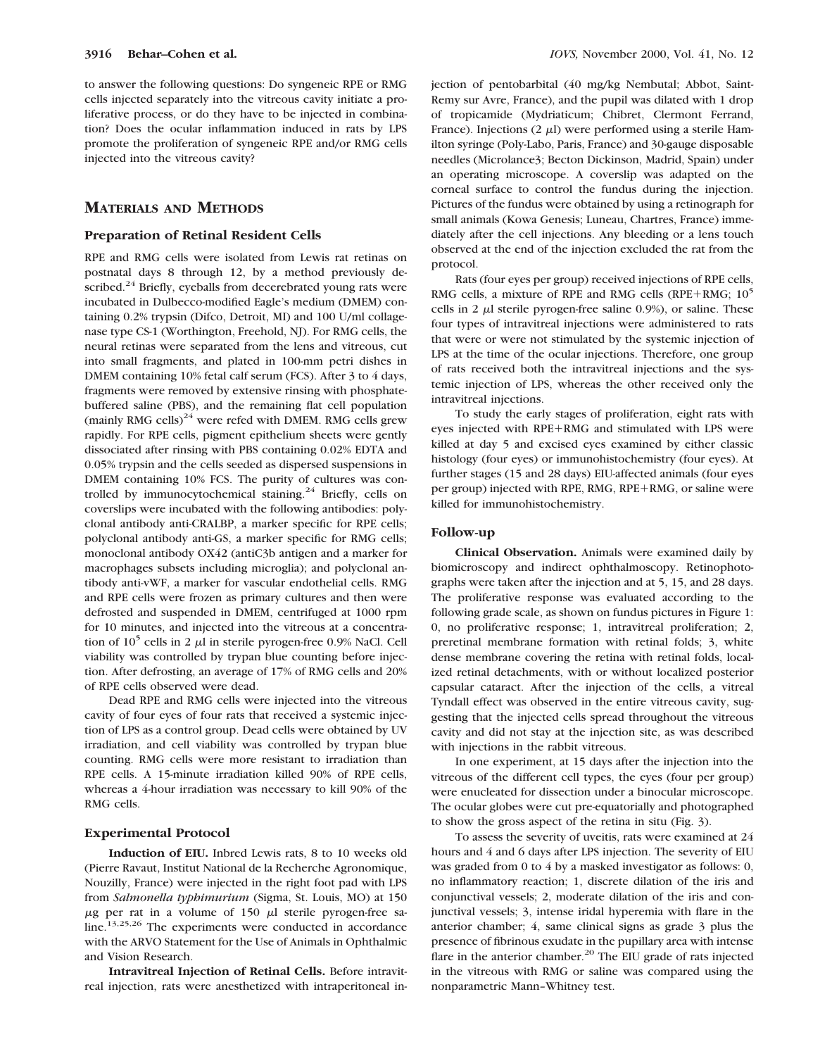to answer the following questions: Do syngeneic RPE or RMG cells injected separately into the vitreous cavity initiate a proliferative process, or do they have to be injected in combination? Does the ocular inflammation induced in rats by LPS promote the proliferation of syngeneic RPE and/or RMG cells injected into the vitreous cavity?

## MATERIALS AND METHODS

### Preparation of Retinal Resident Cells

RPE and RMG cells were isolated from Lewis rat retinas on postnatal days 8 through 12, by a method previously described.[24] Briefly, eyeballs from decerebrated young rats were incubated in Dulbecco-modified Eagle's medium (DMEM) containing 0.2% trypsin (Difco, Detroit, MI) and 100 U/ml collagenase type CS-1 (Worthington, Freehold, NJ). For RMG cells, the neural retinas were separated from the lens and vitreous, cut into small fragments, and plated in 100-mm petri dishes in DMEM containing 10% fetal calf serum (FCS). After 3 to 4 days, fragments were removed by extensive rinsing with phosphate-buffered saline (PBS), and the remaining flat cell population (mainly RMG cells)[24] were refed with DMEM. RMG cells grew rapidly. For RPE cells, pigment epithelium sheets were gently dissociated after rinsing with PBS containing 0.02% EDTA and 0.05% trypsin and the cells seeded as dispersed suspensions in DMEM containing 10% FCS. The purity of cultures was controlled by immunocytochemical staining.[24] Briefly, cells on coverslips were incubated with the following antibodies: polyclonal antibody anti-CRALBP, a marker specific for RPE cells; polyclonal antibody anti-GS, a marker specific for RMG cells; monoclonal antibody OX42 (antiC3b antigen and a marker for macrophages subsets including microglia); and polyclonal antibody anti-vWF, a marker for vascular endothelial cells. RMG and RPE cells were frozen as primary cultures and then were defrosted and suspended in DMEM, centrifuged at 1000 rpm for 10 minutes, and injected into the vitreous at a concentration of $10^5$ cells in 2 $\mu$l in sterile pyrogen-free 0.9% NaCl. Cell viability was controlled by trypan blue counting before injection. After defrosting, an average of 17% of RMG cells and 20% of RPE cells observed were dead.

Dead RPE and RMG cells were injected into the vitreous cavity of four eyes of four rats that received a systemic injection of LPS as a control group. Dead cells were obtained by UV irradiation, and cell viability was controlled by trypan blue counting. RMG cells were more resistant to irradiation than RPE cells. A 15-minute irradiation killed 90% of RPE cells, whereas a 4-hour irradiation was necessary to kill 90% of the RMG cells.

### Experimental Protocol

**Induction of EIU.** Inbred Lewis rats, 8 to 10 weeks old (Pierre Ravaut, Institut National de la Recherche Agronomique, Nouzilly, France) were injected in the right foot pad with LPS from *Salmonella typhimurium* (Sigma, St. Louis, MO) at 150 $\mu$g per rat in a volume of 150 $\mu$l sterile pyrogen-free saline.[13,25,26] The experiments were conducted in accordance with the ARVO Statement for the Use of Animals in Ophthalmic and Vision Research.

**Intravitreal Injection of Retinal Cells.** Before intravitreal injection, rats were anesthetized with intraperitoneal injection of pentobarbital (40 mg/kg Nembutal; Abbot, Saint-Remy sur Avre, France), and the pupil was dilated with 1 drop of tropicamide (Mydriaticum; Chibret, Clermont Ferrand, France). Injections (2 $\mu$l) were performed using a sterile Hamilton syringe (Poly-Labo, Paris, France) and 30-gauge disposable needles (Microlance3; Becton Dickinson, Madrid, Spain) under an operating microscope. A coverslip was adapted on the corneal surface to control the fundus during the injection. Pictures of the fundus were obtained by using a retinograph for small animals (Kowa Genesis; Luneau, Chartres, France) immediately after the cell injections. Any bleeding or a lens touch observed at the end of the injection excluded the rat from the protocol.

Rats (four eyes per group) received injections of RPE cells, RMG cells, a mixture of RPE and RMG cells (RPE+RMG; $10^5$ cells in 2 $\mu$l sterile pyrogen-free saline 0.9%), or saline. These four types of intravitreal injections were administered to rats that were or were not stimulated by the systemic injection of LPS at the time of the ocular injections. Therefore, one group of rats received both the intravitreal injections and the systemic injection of LPS, whereas the other received only the intravitreal injections.

To study the early stages of proliferation, eight rats with eyes injected with RPE+RMG and stimulated with LPS were killed at day 5 and excised eyes examined by either classic histology (four eyes) or immunohistochemistry (four eyes). At further stages (15 and 28 days) EIU-affected animals (four eyes per group) injected with RPE, RMG, RPE+RMG, or saline were killed for immunohistochemistry.

### Follow-up

**Clinical Observation.** Animals were examined daily by biomicroscopy and indirect ophthalmoscopy. Retinophotographs were taken after the injection and at 5, 15, and 28 days. The proliferative response was evaluated according to the following grade scale, as shown on fundus pictures in Figure 1: 0, no proliferative response; 1, intravitreal proliferation; 2, preretinal membrane formation with retinal folds; 3, white dense membrane covering the retina with retinal folds, localized retinal detachments, with or without localized posterior capsular cataract. After the injection of the cells, a vitreal Tyndall effect was observed in the entire vitreous cavity, suggesting that the injected cells spread throughout the vitreous cavity and did not stay at the injection site, as was described with injections in the rabbit vitreous.

In one experiment, at 15 days after the injection into the vitreous of the different cell types, the eyes (four per group) were enucleated for dissection under a binocular microscope. The ocular globes were cut pre-equatorially and photographed to show the gross aspect of the retina in situ (Fig. 3).

To assess the severity of uveitis, rats were examined at 24 hours and 4 and 6 days after LPS injection. The severity of EIU was graded from 0 to 4 by a masked investigator as follows: 0, no inflammatory reaction; 1, discrete dilation of the iris and conjunctival vessels; 2, moderate dilation of the iris and conjunctival vessels; 3, intense iridal hyperemia with flare in the anterior chamber; 4, same clinical signs as grade 3 plus the presence of fibrinous exudate in the pupillary area with intense flare in the anterior chamber.[20] The EIU grade of rats injected in the vitreous with RMG or saline was compared using the nonparametric Mann–Whitney test.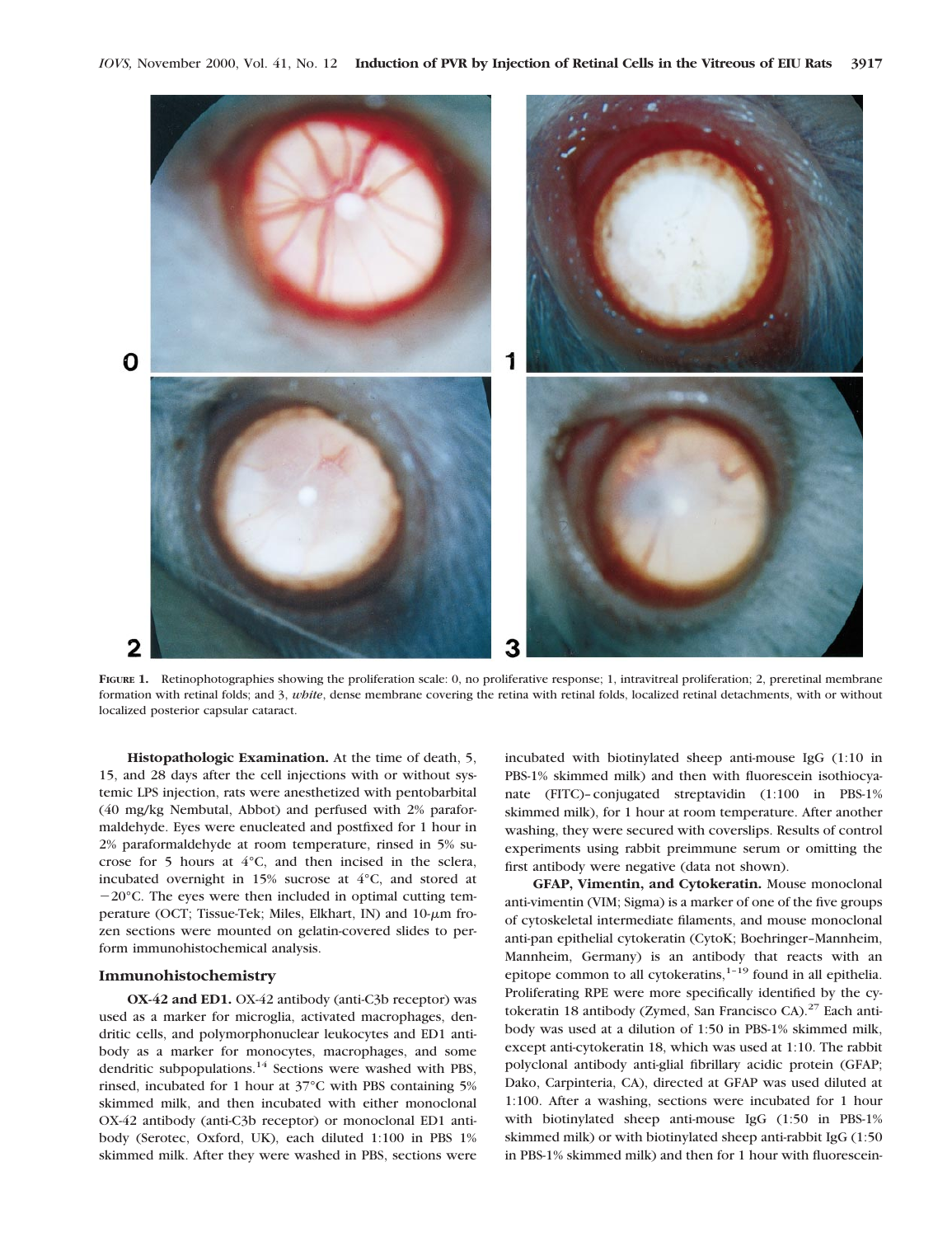**FIGURE 1.** Retinophotographies showing the proliferation scale: 0, no proliferative response; 1, intravitreal proliferation; 2, preretinal membrane formation with retinal folds; and 3, *white*, dense membrane covering the retina with retinal folds, localized retinal detachments, with or without localized posterior capsular cataract.

**Histopathologic Examination.** At the time of death, 5, 15, and 28 days after the cell injections with or without systemic LPS injection, rats were anesthetized with pentobarbital (40 mg/kg Nembutal, Abbot) and perfused with 2% paraformaldehyde. Eyes were enucleated and postfixed for 1 hour in 2% paraformaldehyde at room temperature, rinsed in 5% sucrose for 5 hours at 4°C, and then incised in the sclera, incubated overnight in 15% sucrose at 4°C, and stored at −20°C. The eyes were then included in optimal cutting temperature (OCT; Tissue-Tek; Miles, Elkhart, IN) and 10-μm frozen sections were mounted on gelatin-covered slides to perform immunohistochemical analysis.

## Immunohistochemistry

**OX-42 and ED1.** OX-42 antibody (anti-C3b receptor) was used as a marker for microglia, activated macrophages, dendritic cells, and polymorphonuclear leukocytes and ED1 antibody as a marker for monocytes, macrophages, and some dendritic subpopulations.[14] Sections were washed with PBS, rinsed, incubated for 1 hour at 37°C with PBS containing 5% skimmed milk, and then incubated with either monoclonal OX-42 antibody (anti-C3b receptor) or monoclonal ED1 antibody (Serotec, Oxford, UK), each diluted 1:100 in PBS 1% skimmed milk. After they were washed in PBS, sections were incubated with biotinylated sheep anti-mouse IgG (1:10 in PBS-1% skimmed milk) and then with fluorescein isothiocyanate (FITC)–conjugated streptavidin (1:100 in PBS-1% skimmed milk), for 1 hour at room temperature. After another washing, they were secured with coverslips. Results of control experiments using rabbit preimmune serum or omitting the first antibody were negative (data not shown).

**GFAP, Vimentin, and Cytokeratin.** Mouse monoclonal anti-vimentin (VIM; Sigma) is a marker of one of the five groups of cytoskeletal intermediate filaments, and mouse monoclonal anti-pan epithelial cytokeratin (CytoK; Boehringer–Mannheim, Mannheim, Germany) is an antibody that reacts with an epitope common to all cytokeratins,[1–19] found in all epithelia. Proliferating RPE were more specifically identified by the cytokeratin 18 antibody (Zymed, San Francisco CA).[27] Each antibody was used at a dilution of 1:50 in PBS-1% skimmed milk, except anti-cytokeratin 18, which was used at 1:10. The rabbit polyclonal antibody anti-glial fibrillary acidic protein (GFAP; Dako, Carpinteria, CA), directed at GFAP was used diluted at 1:100. After a washing, sections were incubated for 1 hour with biotinylated sheep anti-mouse IgG (1:50 in PBS-1% skimmed milk) or with biotinylated sheep anti-rabbit IgG (1:50 in PBS-1% skimmed milk) and then for 1 hour with fluorescein-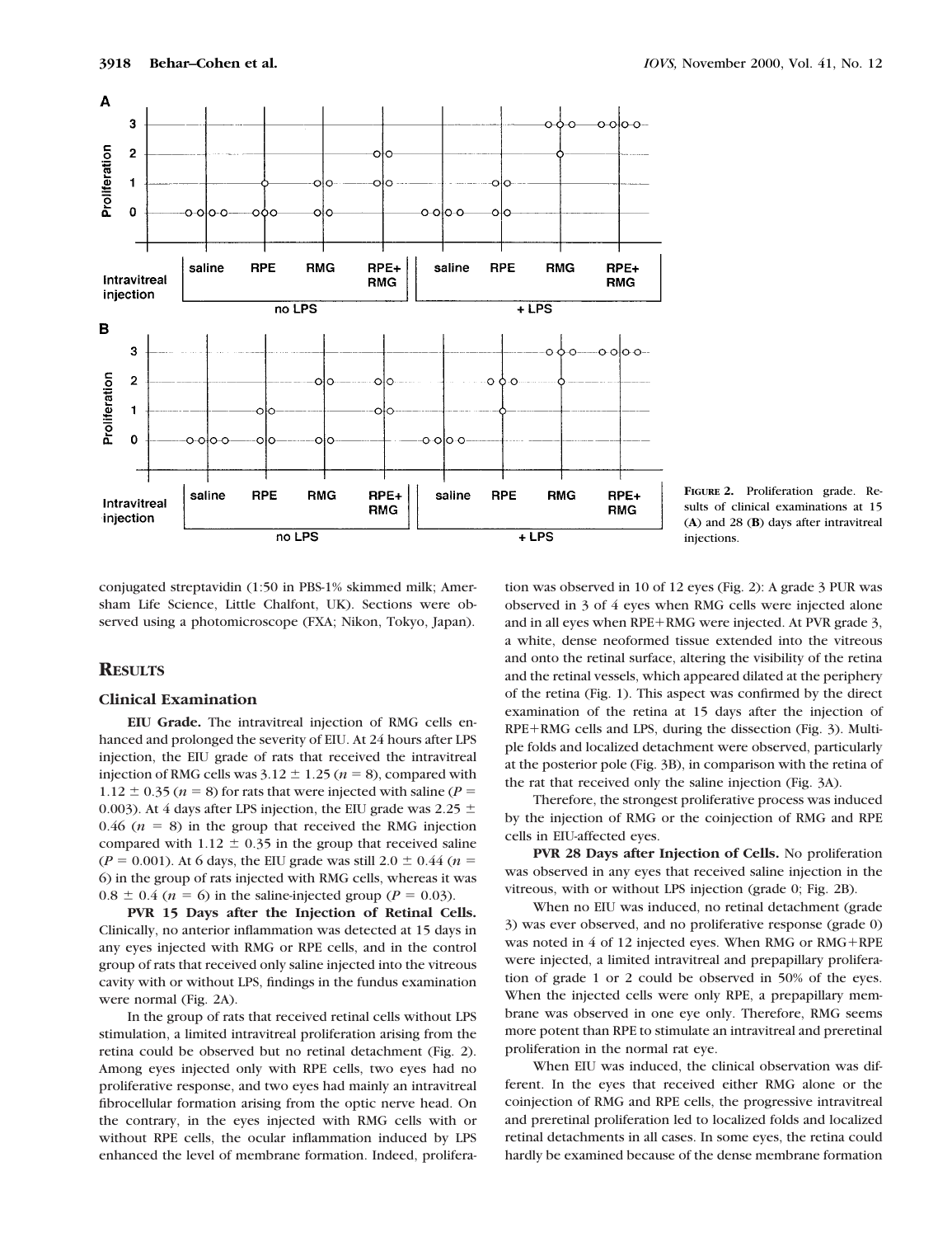**FIGURE 2.** Proliferation grade. Results of clinical examinations at 15 (**A**) and 28 (**B**) days after intravitreal injections.

conjugated streptavidin (1:50 in PBS-1% skimmed milk; Amersham Life Science, Little Chalfont, UK). Sections were observed using a photomicroscope (FXA; Nikon, Tokyo, Japan).

## RESULTS

### Clinical Examination

**EIU Grade.** The intravitreal injection of RMG cells enhanced and prolonged the severity of EIU. At 24 hours after LPS injection, the EIU grade of rats that received the intravitreal injection of RMG cells was $3.12 \pm 1.25$ ($n = 8$), compared with $1.12 \pm 0.35$ ($n = 8$) for rats that were injected with saline ($P = 0.003$). At 4 days after LPS injection, the EIU grade was $2.25 \pm 0.46$ ($n = 8$) in the group that received the RMG injection compared with $1.12 \pm 0.35$ in the group that received saline ($P = 0.001$). At 6 days, the EIU grade was still $2.0 \pm 0.44$ ($n = 6$) in the group of rats injected with RMG cells, whereas it was $0.8 \pm 0.4$ ($n = 6$) in the saline-injected group ($P = 0.03$).

**PVR 15 Days after the Injection of Retinal Cells.** Clinically, no anterior inflammation was detected at 15 days in any eyes injected with RMG or RPE cells, and in the control group of rats that received only saline injected into the vitreous cavity with or without LPS, findings in the fundus examination were normal (Fig. 2A).

In the group of rats that received retinal cells without LPS stimulation, a limited intravitreal proliferation arising from the retina could be observed but no retinal detachment (Fig. 2). Among eyes injected only with RPE cells, two eyes had no proliferative response, and two eyes had mainly an intravitreal fibrocellular formation arising from the optic nerve head. On the contrary, in the eyes injected with RMG cells with or without RPE cells, the ocular inflammation induced by LPS enhanced the level of membrane formation. Indeed, proliferation was observed in 10 of 12 eyes (Fig. 2): A grade 3 PUR was observed in 3 of 4 eyes when RMG cells were injected alone and in all eyes when RPE+RMG were injected. At PVR grade 3, a white, dense neoformed tissue extended into the vitreous and onto the retinal surface, altering the visibility of the retina and the retinal vessels, which appeared dilated at the periphery of the retina (Fig. 1). This aspect was confirmed by the direct examination of the retina at 15 days after the injection of RPE+RMG cells and LPS, during the dissection (Fig. 3). Multiple folds and localized detachment were observed, particularly at the posterior pole (Fig. 3B), in comparison with the retina of the rat that received only the saline injection (Fig. 3A).

Therefore, the strongest proliferative process was induced by the injection of RMG or the coinjection of RMG and RPE cells in EIU-affected eyes.

**PVR 28 Days after Injection of Cells.** No proliferation was observed in any eyes that received saline injection in the vitreous, with or without LPS injection (grade 0; Fig. 2B).

When no EIU was induced, no retinal detachment (grade 3) was ever observed, and no proliferative response (grade 0) was noted in 4 of 12 injected eyes. When RMG or RMG+RPE were injected, a limited intravitreal and prepapillary proliferation of grade 1 or 2 could be observed in 50% of the eyes. When the injected cells were only RPE, a prepapillary membrane was observed in one eye only. Therefore, RMG seems more potent than RPE to stimulate an intravitreal and preretinal proliferation in the normal rat eye.

When EIU was induced, the clinical observation was different. In the eyes that received either RMG alone or the coinjection of RMG and RPE cells, the progressive intravitreal and preretinal proliferation led to localized folds and localized retinal detachments in all cases. In some eyes, the retina could hardly be examined because of the dense membrane formation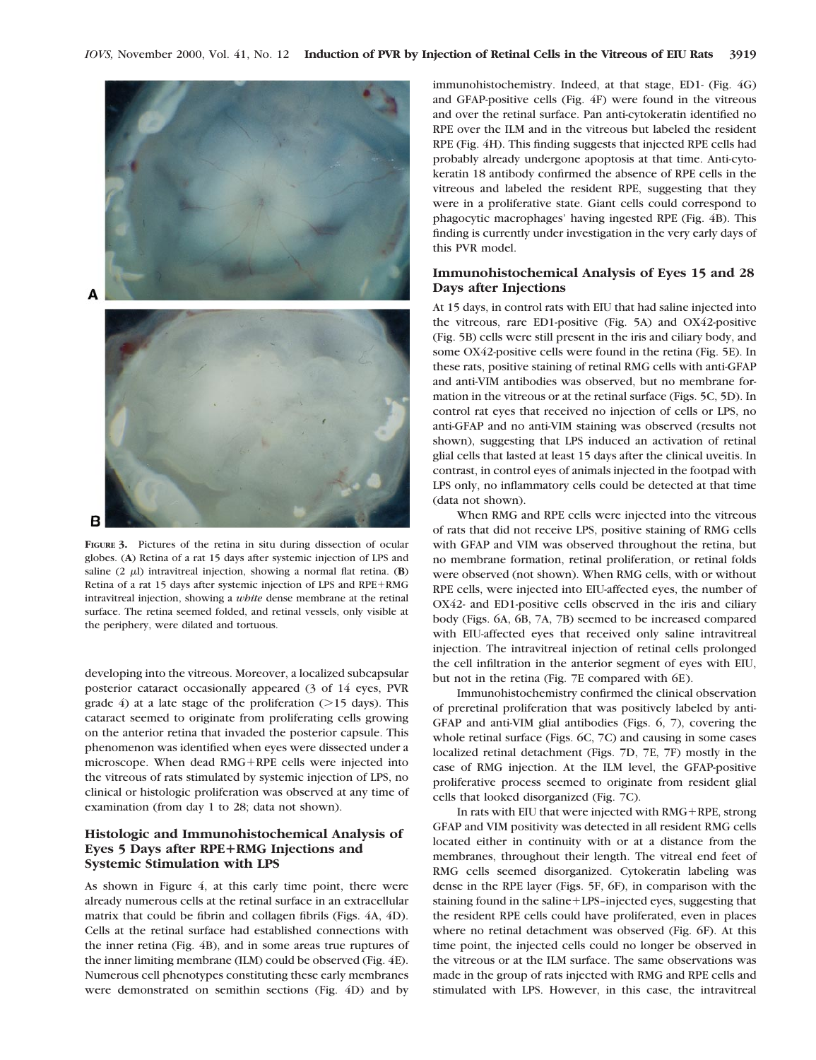**FIGURE 3.** Pictures of the retina in situ during dissection of ocular globes. (**A**) Retina of a rat 15 days after systemic injection of LPS and saline (2 μl) intravitreal injection, showing a normal flat retina. (**B**) Retina of a rat 15 days after systemic injection of LPS and RPE+RMG intravitreal injection, showing a *white* dense membrane at the retinal surface. The retina seemed folded, and retinal vessels, only visible at the periphery, were dilated and tortuous.

developing into the vitreous. Moreover, a localized subcapsular posterior cataract occasionally appeared (3 of 14 eyes, PVR grade 4) at a late stage of the proliferation (>15 days). This cataract seemed to originate from proliferating cells growing on the anterior retina that invaded the posterior capsule. This phenomenon was identified when eyes were dissected under a microscope. When dead RMG+RPE cells were injected into the vitreous of rats stimulated by systemic injection of LPS, no clinical or histologic proliferation was observed at any time of examination (from day 1 to 28; data not shown).

### Histologic and Immunohistochemical Analysis of Eyes 5 Days after RPE+RMG Injections and Systemic Stimulation with LPS

As shown in Figure 4, at this early time point, there were already numerous cells at the retinal surface in an extracellular matrix that could be fibrin and collagen fibrils (Figs. 4A, 4D). Cells at the retinal surface had established connections with the inner retina (Fig. 4B), and in some areas true ruptures of the inner limiting membrane (ILM) could be observed (Fig. 4E). Numerous cell phenotypes constituting these early membranes were demonstrated on semithin sections (Fig. 4D) and by immunohistochemistry. Indeed, at that stage, ED1- (Fig. 4G) and GFAP-positive cells (Fig. 4F) were found in the vitreous and over the retinal surface. Pan anti-cytokeratin identified no RPE over the ILM and in the vitreous but labeled the resident RPE (Fig. 4H). This finding suggests that injected RPE cells had probably already undergone apoptosis at that time. Anti-cytokeratin 18 antibody confirmed the absence of RPE cells in the vitreous and labeled the resident RPE, suggesting that they were in a proliferative state. Giant cells could correspond to phagocytic macrophages' having ingested RPE (Fig. 4B). This finding is currently under investigation in the very early days of this PVR model.

### Immunohistochemical Analysis of Eyes 15 and 28 Days after Injections

At 15 days, in control rats with EIU that had saline injected into the vitreous, rare ED1-positive (Fig. 5A) and OX42-positive (Fig. 5B) cells were still present in the iris and ciliary body, and some OX42-positive cells were found in the retina (Fig. 5E). In these rats, positive staining of retinal RMG cells with anti-GFAP and anti-VIM antibodies was observed, but no membrane formation in the vitreous or at the retinal surface (Figs. 5C, 5D). In control rat eyes that received no injection of cells or LPS, no anti-GFAP and no anti-VIM staining was observed (results not shown), suggesting that LPS induced an activation of retinal glial cells that lasted at least 15 days after the clinical uveitis. In contrast, in control eyes of animals injected in the footpad with LPS only, no inflammatory cells could be detected at that time (data not shown).

When RMG and RPE cells were injected into the vitreous of rats that did not receive LPS, positive staining of RMG cells with GFAP and VIM was observed throughout the retina, but no membrane formation, retinal proliferation, or retinal folds were observed (not shown). When RMG cells, with or without RPE cells, were injected into EIU-affected eyes, the number of OX42- and ED1-positive cells observed in the iris and ciliary body (Figs. 6A, 6B, 7A, 7B) seemed to be increased compared with EIU-affected eyes that received only saline intravitreal injection. The intravitreal injection of retinal cells prolonged the cell infiltration in the anterior segment of eyes with EIU, but not in the retina (Fig. 7E compared with 6E).

Immunohistochemistry confirmed the clinical observation of preretinal proliferation that was positively labeled by anti-GFAP and anti-VIM glial antibodies (Figs. 6, 7), covering the whole retinal surface (Figs. 6C, 7C) and causing in some cases localized retinal detachment (Figs. 7D, 7E, 7F) mostly in the case of RMG injection. At the ILM level, the GFAP-positive proliferative process seemed to originate from resident glial cells that looked disorganized (Fig. 7C).

In rats with EIU that were injected with RMG+RPE, strong GFAP and VIM positivity was detected in all resident RMG cells located either in continuity with or at a distance from the membranes, throughout their length. The vitreal end feet of RMG cells seemed disorganized. Cytokeratin labeling was dense in the RPE layer (Figs. 5F, 6F), in comparison with the staining found in the saline+LPS–injected eyes, suggesting that the resident RPE cells could have proliferated, even in places where no retinal detachment was observed (Fig. 6F). At this time point, the injected cells could no longer be observed in the vitreous or at the ILM surface. The same observations was made in the group of rats injected with RMG and RPE cells and stimulated with LPS. However, in this case, the intravitreal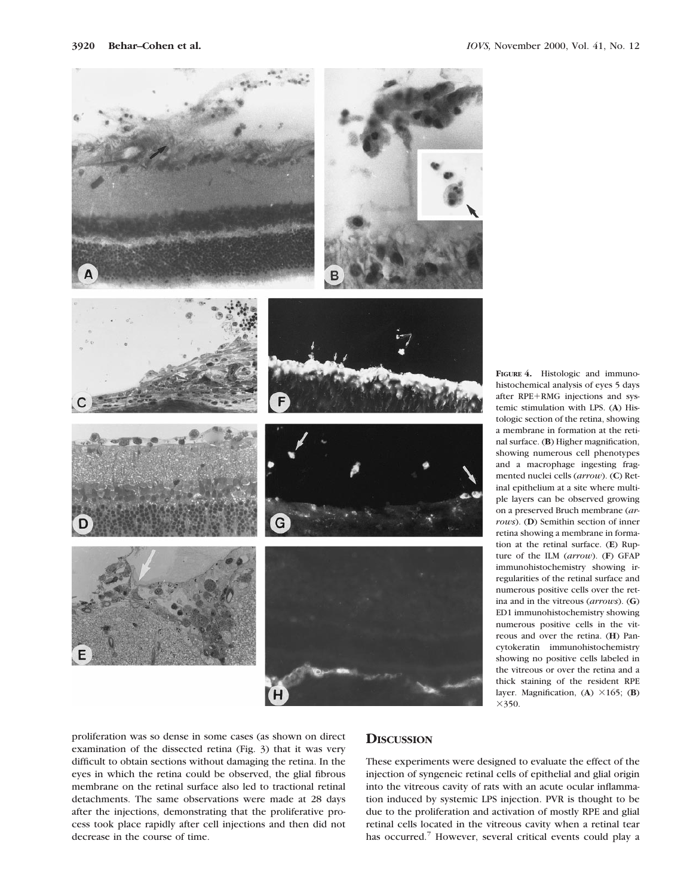**FIGURE 4.** Histologic and immunohistochemical analysis of eyes 5 days after RPE+RMG injections and systemic stimulation with LPS. (**A**) Histologic section of the retina, showing a membrane in formation at the retinal surface. (**B**) Higher magnification, showing numerous cell phenotypes and a macrophage ingesting fragmented nuclei cells (*arrow*). (**C**) Retinal epithelium at a site where multiple layers can be observed growing on a preserved Bruch membrane (*arrows*). (**D**) Semithin section of inner retina showing a membrane in formation at the retinal surface. (**E**) Rupture of the ILM (*arrow*). (**F**) GFAP immunohistochemistry showing irregularities of the retinal surface and numerous positive cells over the retina and in the vitreous (*arrows*). (**G**) ED1 immunohistochemistry showing numerous positive cells in the vitreous and over the retina. (**H**) Pancytokeratin immunohistochemistry showing no positive cells labeled in the vitreous or over the retina and a thick staining of the resident RPE layer. Magnification, (**A**) ×165; (**B**) ×350.

proliferation was so dense in some cases (as shown on direct examination of the dissected retina (Fig. 3) that it was very difficult to obtain sections without damaging the retina. In the eyes in which the retina could be observed, the glial fibrous membrane on the retinal surface also led to tractional retinal detachments. The same observations were made at 28 days after the injections, demonstrating that the proliferative process took place rapidly after cell injections and then did not decrease in the course of time.

## DISCUSSION

These experiments were designed to evaluate the effect of the injection of syngeneic retinal cells of epithelial and glial origin into the vitreous cavity of rats with an acute ocular inflammation induced by systemic LPS injection. PVR is thought to be due to the proliferation and activation of mostly RPE and glial retinal cells located in the vitreous cavity when a retinal tear has occurred.[7] However, several critical events could play a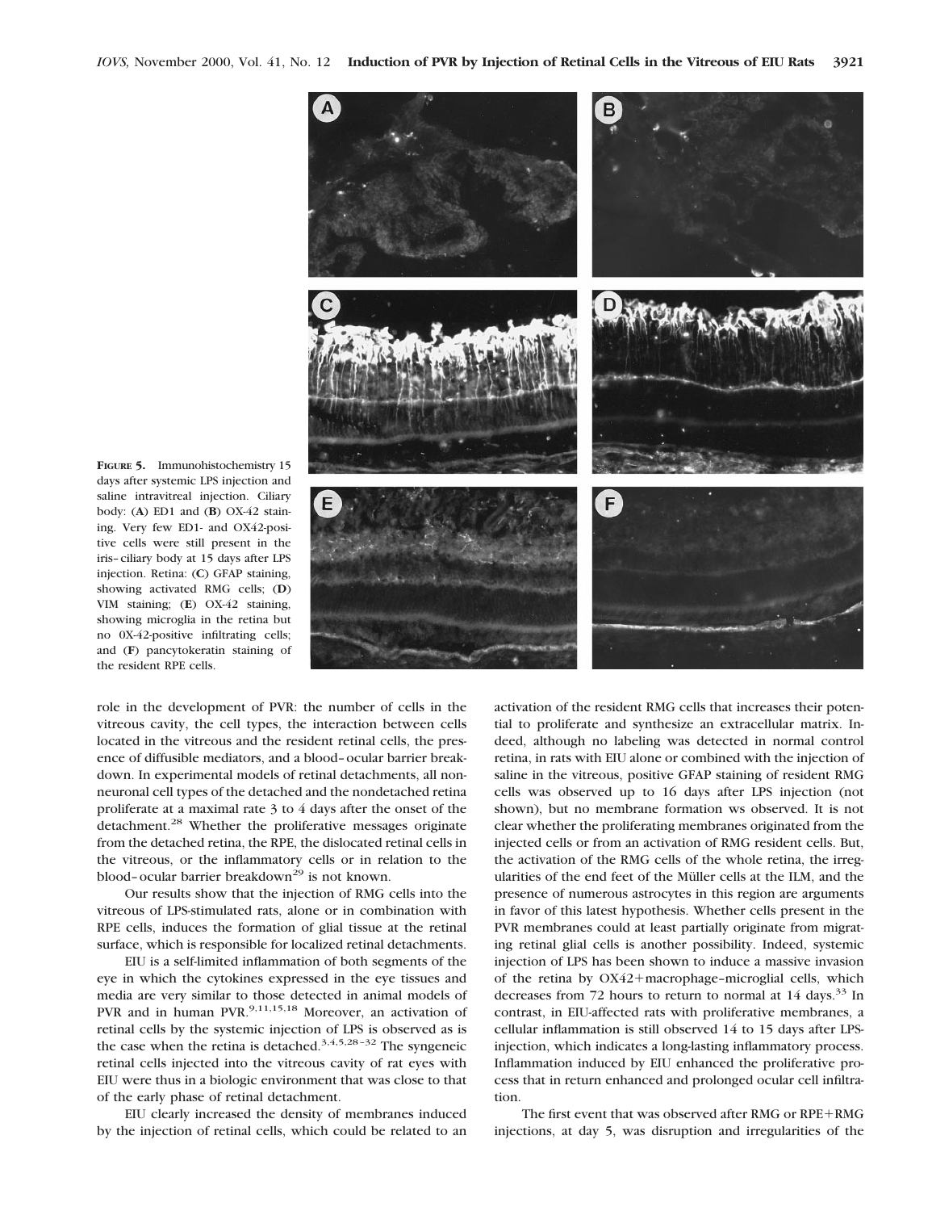**FIGURE 5.** Immunohistochemistry 15 days after systemic LPS injection and saline intravitreal injection. Ciliary body: (**A**) ED1 and (**B**) OX-42 staining. Very few ED1- and OX42-positive cells were still present in the iris–ciliary body at 15 days after LPS injection. Retina: (**C**) GFAP staining, showing activated RMG cells; (**D**) VIM staining; (**E**) OX-42 staining, showing microglia in the retina but no 0X-42-positive infiltrating cells; and (**F**) pancytokeratin staining of the resident RPE cells.

role in the development of PVR: the number of cells in the vitreous cavity, the cell types, the interaction between cells located in the vitreous and the resident retinal cells, the presence of diffusible mediators, and a blood–ocular barrier breakdown. In experimental models of retinal detachments, all nonneuronal cell types of the detached and the nondetached retina proliferate at a maximal rate 3 to 4 days after the onset of the detachment.[28] Whether the proliferative messages originate from the detached retina, the RPE, the dislocated retinal cells in the vitreous, or the inflammatory cells or in relation to the blood–ocular barrier breakdown[29] is not known.

Our results show that the injection of RMG cells into the vitreous of LPS-stimulated rats, alone or in combination with RPE cells, induces the formation of glial tissue at the retinal surface, which is responsible for localized retinal detachments.

EIU is a self-limited inflammation of both segments of the eye in which the cytokines expressed in the eye tissues and media are very similar to those detected in animal models of PVR and in human PVR.[9,11,15,18] Moreover, an activation of retinal cells by the systemic injection of LPS is observed as is the case when the retina is detached.[3,4,5,28–32] The syngeneic retinal cells injected into the vitreous cavity of rat eyes with EIU were thus in a biologic environment that was close to that of the early phase of retinal detachment.

EIU clearly increased the density of membranes induced by the injection of retinal cells, which could be related to an activation of the resident RMG cells that increases their potential to proliferate and synthesize an extracellular matrix. Indeed, although no labeling was detected in normal control retina, in rats with EIU alone or combined with the injection of saline in the vitreous, positive GFAP staining of resident RMG cells was observed up to 16 days after LPS injection (not shown), but no membrane formation ws observed. It is not clear whether the proliferating membranes originated from the injected cells or from an activation of RMG resident cells. But, the activation of the RMG cells of the whole retina, the irregularities of the end feet of the Müller cells at the ILM, and the presence of numerous astrocytes in this region are arguments in favor of this latest hypothesis. Whether cells present in the PVR membranes could at least partially originate from migrating retinal glial cells is another possibility. Indeed, systemic injection of LPS has been shown to induce a massive invasion of the retina by OX42+macrophage–microglial cells, which decreases from 72 hours to return to normal at 14 days.[33] In contrast, in EIU-affected rats with proliferative membranes, a cellular inflammation is still observed 14 to 15 days after LPS-injection, which indicates a long-lasting inflammatory process. Inflammation induced by EIU enhanced the proliferative process that in return enhanced and prolonged ocular cell infiltration.

The first event that was observed after RMG or RPE+RMG injections, at day 5, was disruption and irregularities of the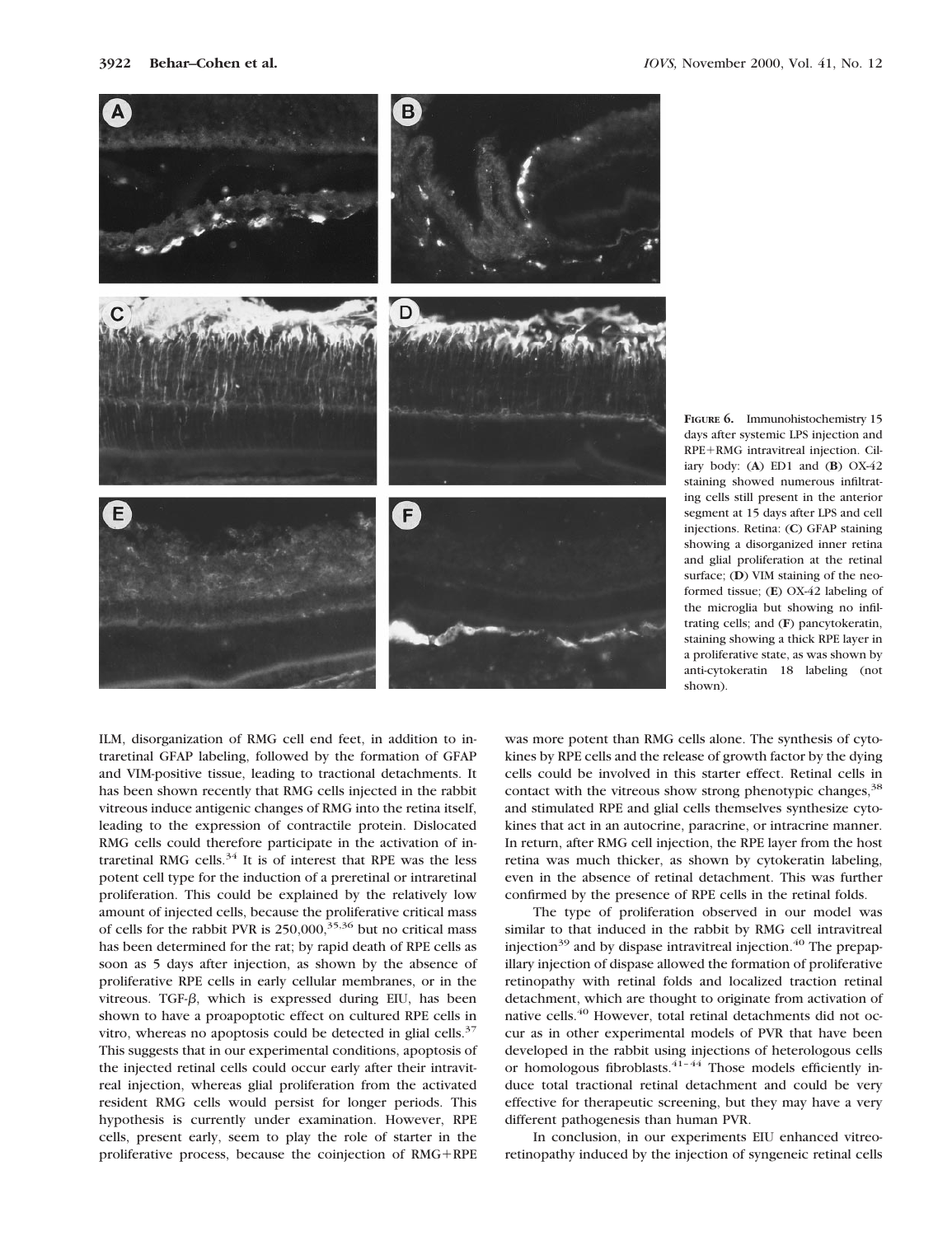**FIGURE 6.** Immunohistochemistry 15 days after systemic LPS injection and RPE+RMG intravitreal injection. Ciliary body: (**A**) ED1 and (**B**) OX-42 staining showed numerous infiltrating cells still present in the anterior segment at 15 days after LPS and cell injections. Retina: (**C**) GFAP staining showing a disorganized inner retina and glial proliferation at the retinal surface; (**D**) VIM staining of the neoformed tissue; (**E**) OX-42 labeling of the microglia but showing no infiltrating cells; and (**F**) pancytokeratin, staining showing a thick RPE layer in a proliferative state, as was shown by anti-cytokeratin 18 labeling (not shown).

ILM, disorganization of RMG cell end feet, in addition to intraretinal GFAP labeling, followed by the formation of GFAP and VIM-positive tissue, leading to tractional detachments. It has been shown recently that RMG cells injected in the rabbit vitreous induce antigenic changes of RMG into the retina itself, leading to the expression of contractile protein. Dislocated RMG cells could therefore participate in the activation of intraretinal RMG cells.[34] It is of interest that RPE was the less potent cell type for the induction of a preretinal or intraretinal proliferation. This could be explained by the relatively low amount of injected cells, because the proliferative critical mass of cells for the rabbit PVR is 250,000,[35,36] but no critical mass has been determined for the rat; by rapid death of RPE cells as soon as 5 days after injection, as shown by the absence of proliferative RPE cells in early cellular membranes, or in the vitreous. TGF-$\beta$, which is expressed during EIU, has been shown to have a proapoptotic effect on cultured RPE cells in vitro, whereas no apoptosis could be detected in glial cells.[37] This suggests that in our experimental conditions, apoptosis of the injected retinal cells could occur early after their intravitreal injection, whereas glial proliferation from the activated resident RMG cells would persist for longer periods. This hypothesis is currently under examination. However, RPE cells, present early, seem to play the role of starter in the proliferative process, because the coinjection of RMG+RPE was more potent than RMG cells alone. The synthesis of cytokines by RPE cells and the release of growth factor by the dying cells could be involved in this starter effect. Retinal cells in contact with the vitreous show strong phenotypic changes,[38] and stimulated RPE and glial cells themselves synthesize cytokines that act in an autocrine, paracrine, or intracrine manner. In return, after RMG cell injection, the RPE layer from the host retina was much thicker, as shown by cytokeratin labeling, even in the absence of retinal detachment. This was further confirmed by the presence of RPE cells in the retinal folds.

The type of proliferation observed in our model was similar to that induced in the rabbit by RMG cell intravitreal injection[39] and by dispase intravitreal injection.[40] The prepapillary injection of dispase allowed the formation of proliferative retinopathy with retinal folds and localized traction retinal detachment, which are thought to originate from activation of native cells.[40] However, total retinal detachments did not occur as in other experimental models of PVR that have been developed in the rabbit using injections of heterologous cells or homologous fibroblasts.[41–44] Those models efficiently induce total tractional retinal detachment and could be very effective for therapeutic screening, but they may have a very different pathogenesis than human PVR.

In conclusion, in our experiments EIU enhanced vitreoretinopathy induced by the injection of syngeneic retinal cells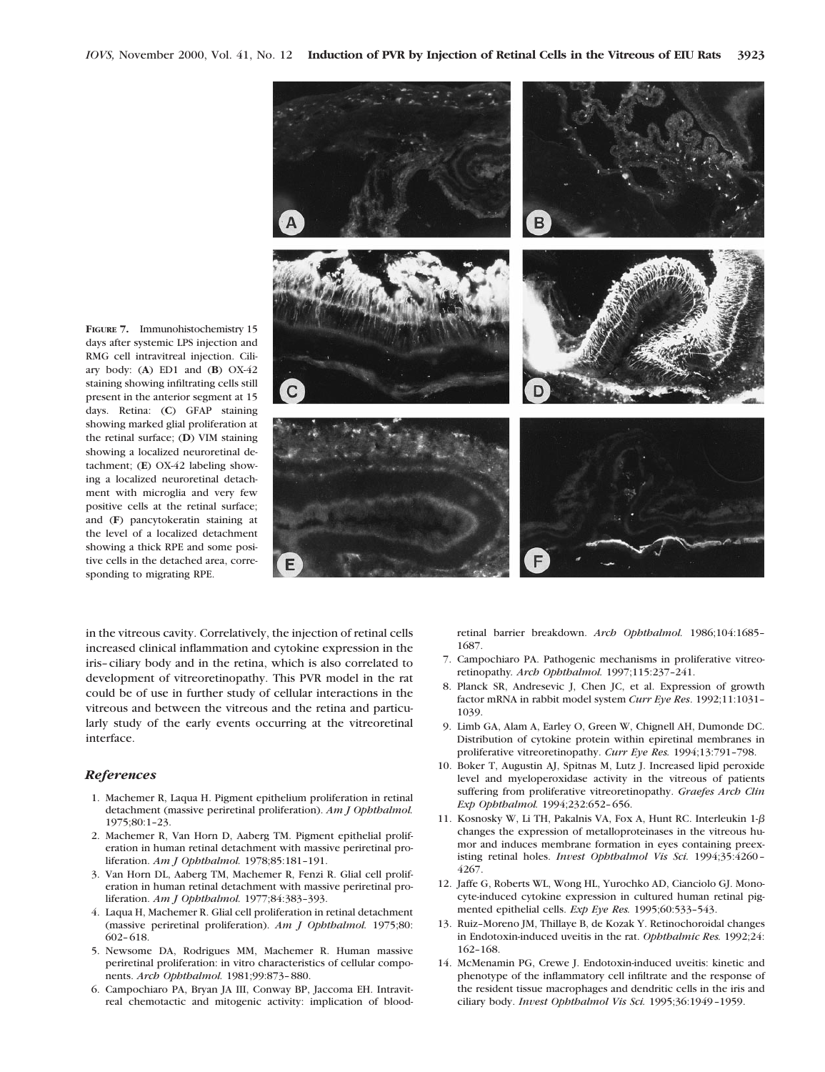**FIGURE 7.** Immunohistochemistry 15 days after systemic LPS injection and RMG cell intravitreal injection. Ciliary body: (**A**) ED1 and (**B**) OX-42 staining showing infiltrating cells still present in the anterior segment at 15 days. Retina: (**C**) GFAP staining showing marked glial proliferation at the retinal surface; (**D**) VIM staining showing a localized neuroretinal detachment; (**E**) OX-42 labeling showing a localized neuroretinal detachment with microglia and very few positive cells at the retinal surface; and (**F**) pancytokeratin staining at the level of a localized detachment showing a thick RPE and some positive cells in the detached area, corresponding to migrating RPE.

in the vitreous cavity. Correlatively, the injection of retinal cells increased clinical inflammation and cytokine expression in the iris–ciliary body and in the retina, which is also correlated to development of vitreoretinopathy. This PVR model in the rat could be of use in further study of cellular interactions in the vitreous and between the vitreous and the retina and particularly study of the early events occurring at the vitreoretinal interface.

## *References*

1. Machemer R, Laqua H. Pigment epithelium proliferation in retinal detachment (massive periretinal proliferation). *Am J Ophthalmol.* 1975;80:1–23.
2. Machemer R, Van Horn D, Aaberg TM. Pigment epithelial proliferation in human retinal detachment with massive periretinal proliferation. *Am J Ophthalmol.* 1978;85:181–191.
3. Van Horn DL, Aaberg TM, Machemer R, Fenzi R. Glial cell proliferation in human retinal detachment with massive periretinal proliferation. *Am J Ophthalmol.* 1977;84:383–393.
4. Laqua H, Machemer R. Glial cell proliferation in retinal detachment (massive periretinal proliferation). *Am J Ophthalmol.* 1975;80:602–618.
5. Newsome DA, Rodrigues MM, Machemer R. Human massive periretinal proliferation: in vitro characteristics of cellular components. *Arch Ophthalmol.* 1981;99:873–880.
6. Campochiaro PA, Bryan JA III, Conway BP, Jaccoma EH. Intravitreal chemotactic and mitogenic activity: implication of blood-retinal barrier breakdown. *Arch Ophthalmol.* 1986;104:1685–1687.
7. Campochiaro PA. Pathogenic mechanisms in proliferative vitreoretinopathy. *Arch Ophthalmol.* 1997;115:237–241.
8. Planck SR, Andresevic J, Chen JC, et al. Expression of growth factor mRNA in rabbit model system *Curr Eye Res*. 1992;11:1031–1039.
9. Limb GA, Alam A, Earley O, Green W, Chignell AH, Dumonde DC. Distribution of cytokine protein within epiretinal membranes in proliferative vitreoretinopathy. *Curr Eye Res.* 1994;13:791–798.
10. Boker T, Augustin AJ, Spitnas M, Lutz J. Increased lipid peroxide level and myeloperoxidase activity in the vitreous of patients suffering from proliferative vitreoretinopathy. *Graefes Arch Clin Exp Ophthalmol.* 1994;232:652–656.
11. Kosnosky W, Li TH, Pakalnis VA, Fox A, Hunt RC. Interleukin 1-$\beta$ changes the expression of metalloproteinases in the vitreous humor and induces membrane formation in eyes containing preexisting retinal holes. *Invest Ophthalmol Vis Sci.* 1994;35:4260–4267.
12. Jaffe G, Roberts WL, Wong HL, Yurochko AD, Cianciolo GJ. Monocyte-induced cytokine expression in cultured human retinal pigmented epithelial cells. *Exp Eye Res.* 1995;60:533–543.
13. Ruiz-Moreno JM, Thillaye B, de Kozak Y. Retinochoroidal changes in Endotoxin-induced uveitis in the rat. *Ophthalmic Res.* 1992;24:162–168.
14. McMenamin PG, Crewe J. Endotoxin-induced uveitis: kinetic and phenotype of the inflammatory cell infiltrate and the response of the resident tissue macrophages and dendritic cells in the iris and ciliary body. *Invest Ophthalmol Vis Sci.* 1995;36:1949–1959.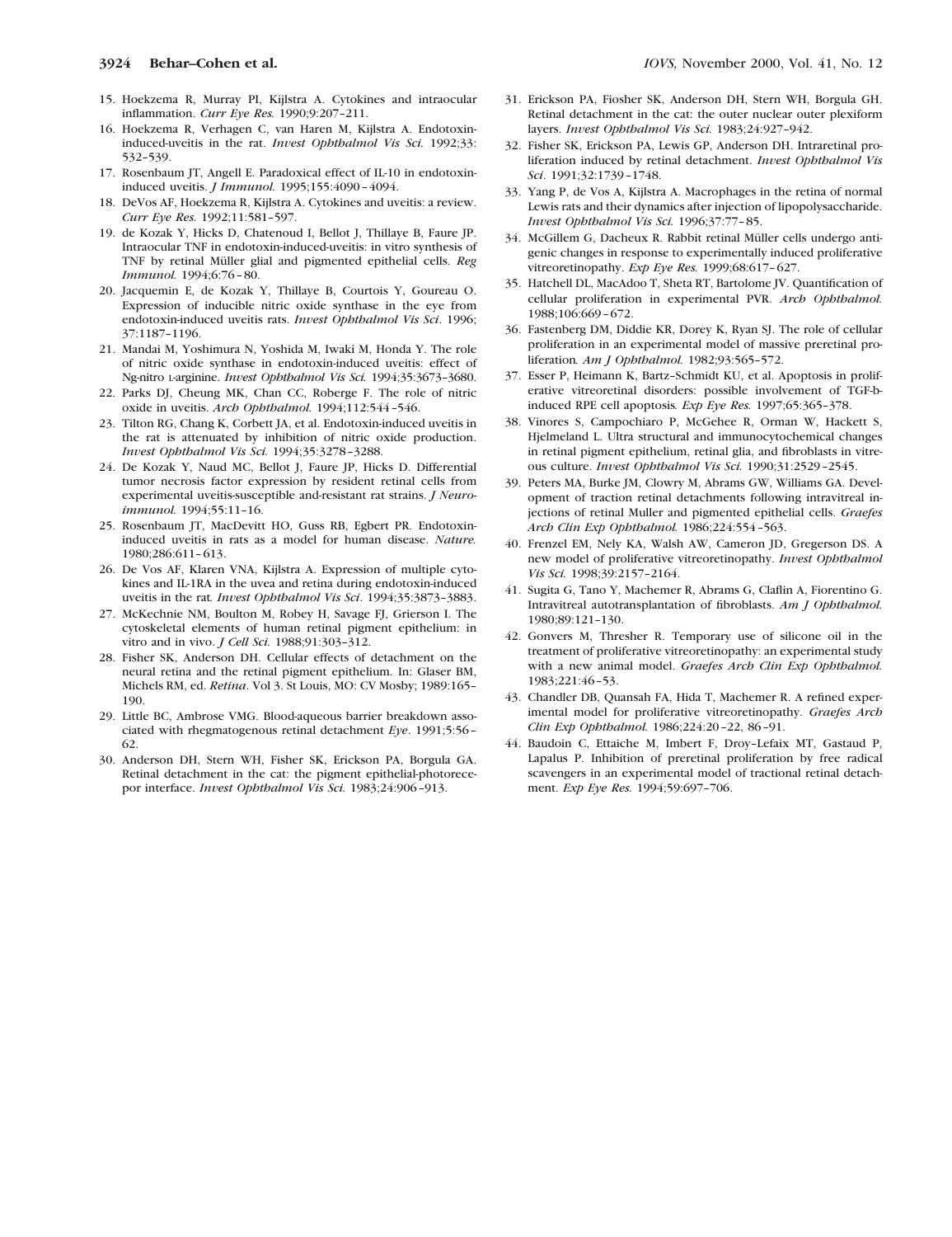15. Hoekzema R, Murray PI, Kijlstra A. Cytokines and intraocular inflammation. *Curr Eye Res.* 1990;9:207–211.
16. Hoekzema R, Verhagen C, van Haren M, Kijlstra A. Endotoxin-induced-uveitis in the rat. *Invest Ophthalmol Vis Sci.* 1992;33: 532–539.
17. Rosenbaum JT, Angell E. Paradoxical effect of IL-10 in endotoxin-induced uveitis. *J Immunol.* 1995;155:4090–4094.
18. DeVos AF, Hoekzema R, Kijlstra A. Cytokines and uveitis: a review. *Curr Eye Res.* 1992;11:581–597.
19. de Kozak Y, Hicks D, Chatenoud I, Bellot J, Thillaye B, Faure JP. Intraocular TNF in endotoxin-induced-uveitis: in vitro synthesis of TNF by retinal Müller glial and pigmented epithelial cells. *Reg Immunol.* 1994;6:76–80.
20. Jacquemin E, de Kozak Y, Thillaye B, Courtois Y, Goureau O. Expression of inducible nitric oxide synthase in the eye from endotoxin-induced uveitis rats. *Invest Ophthalmol Vis Sci*. 1996; 37:1187–1196.
21. Mandai M, Yoshimura N, Yoshida M, Iwaki M, Honda Y. The role of nitric oxide synthase in endotoxin-induced uveitis: effect of Ng-nitro L-arginine. *Invest Ophthalmol Vis Sci.* 1994;35:3673–3680.
22. Parks DJ, Cheung MK, Chan CC, Roberge F. The role of nitric oxide in uveitis. *Arch Ophthalmol.* 1994;112:544–546.
23. Tilton RG, Chang K, Corbett JA, et al. Endotoxin-induced uveitis in the rat is attenuated by inhibition of nitric oxide production. *Invest Ophthalmol Vis Sci.* 1994;35:3278–3288.
24. De Kozak Y, Naud MC, Bellot J, Faure JP, Hicks D. Differential tumor necrosis factor expression by resident retinal cells from experimental uveitis-susceptible and-resistant rat strains. *J Neuroimmunol.* 1994;55:11–16.
25. Rosenbaum JT, MacDevitt HO, Guss RB, Egbert PR. Endotoxin-induced uveitis in rats as a model for human disease. *Nature.* 1980;286:611–613.
26. De Vos AF, Klaren VNA, Kijlstra A. Expression of multiple cytokines and IL-1RA in the uvea and retina during endotoxin-induced uveitis in the rat. *Invest Ophthalmol Vis Sci*. 1994;35:3873–3883.
27. McKechnie NM, Boulton M, Robey H, Savage FJ, Grierson I. The cytoskeletal elements of human retinal pigment epithelium: in vitro and in vivo. *J Cell Sci.* 1988;91:303–312.
28. Fisher SK, Anderson DH. Cellular effects of detachment on the neural retina and the retinal pigment epithelium. In: Glaser BM, Michels RM, ed. *Retina*. Vol 3. St Louis, MO: CV Mosby; 1989:165–190.
29. Little BC, Ambrose VMG. Blood-aqueous barrier breakdown associated with rhegmatogenous retinal detachment *Eye*. 1991;5:56–62.
30. Anderson DH, Stern WH, Fisher SK, Erickson PA, Borgula GA. Retinal detachment in the cat: the pigment epithelial-photorecepor interface. *Invest Ophthalmol Vis Sci.* 1983;24:906–913.
31. Erickson PA, Fiosher SK, Anderson DH, Stern WH, Borgula GH. Retinal detachment in the cat: the outer nuclear outer plexiform layers. *Invest Ophthalmol Vis Sci.* 1983;24:927–942.
32. Fisher SK, Erickson PA, Lewis GP, Anderson DH. Intraretinal proliferation induced by retinal detachment. *Invest Ophthalmol Vis Sci*. 1991;32:1739–1748.
33. Yang P, de Vos A, Kijlstra A. Macrophages in the retina of normal Lewis rats and their dynamics after injection of lipopolysaccharide. *Invest Ophthalmol Vis Sci.* 1996;37:77–85.
34. McGillem G, Dacheux R. Rabbit retinal Müller cells undergo antigenic changes in response to experimentally induced proliferative vitreoretinopathy. *Exp Eye Res.* 1999;68:617–627.
35. Hatchell DL, MacAdoo T, Sheta RT, Bartolome JV. Quantification of cellular proliferation in experimental PVR. *Arch Ophthalmol.* 1988;106:669–672.
36. Fastenberg DM, Diddie KR, Dorey K, Ryan SJ. The role of cellular proliferation in an experimental model of massive preretinal proliferation. *Am J Ophthalmol.* 1982;93:565–572.
37. Esser P, Heimann K, Bartz–Schmidt KU, et al. Apoptosis in proliferative vitreoretinal disorders: possible involvement of TGF-b-induced RPE cell apoptosis. *Exp Eye Res.* 1997;65:365–378.
38. Vinores S, Campochiaro P, McGehee R, Orman W, Hackett S, Hjelmeland L. Ultra structural and immunocytochemical changes in retinal pigment epithelium, retinal glia, and fibroblasts in vitreous culture. *Invest Ophthalmol Vis Sci.* 1990;31:2529–2545.
39. Peters MA, Burke JM, Clowry M, Abrams GW, Williams GA. Development of traction retinal detachments following intravitreal injections of retinal Muller and pigmented epithelial cells. *Graefes Arch Clin Exp Ophthalmol.* 1986;224:554–563.
40. Frenzel EM, Nely KA, Walsh AW, Cameron JD, Gregerson DS. A new model of proliferative vitreoretinopathy. *Invest Ophthalmol Vis Sci.* 1998;39:2157–2164.
41. Sugita G, Tano Y, Machemer R, Abrams G, Claflin A, Fiorentino G. Intravitreal autotransplantation of fibroblasts. *Am J Ophthalmol.* 1980;89:121–130.
42. Gonvers M, Thresher R. Temporary use of silicone oil in the treatment of proliferative vitreoretinopathy: an experimental study with a new animal model. *Graefes Arch Clin Exp Ophthalmol.* 1983;221:46–53.
43. Chandler DB, Quansah FA, Hida T, Machemer R. A refined experimental model for proliferative vitreoretinopathy. *Graefes Arch Clin Exp Ophthalmol.* 1986;224:20–22, 86–91.
44. Baudoin C, Ettaiche M, Imbert F, Droy–Lefaix MT, Gastaud P, Lapalus P. Inhibition of preretinal proliferation by free radical scavengers in an experimental model of tractional retinal detachment. *Exp Eye Res.* 1994;59:697–706.